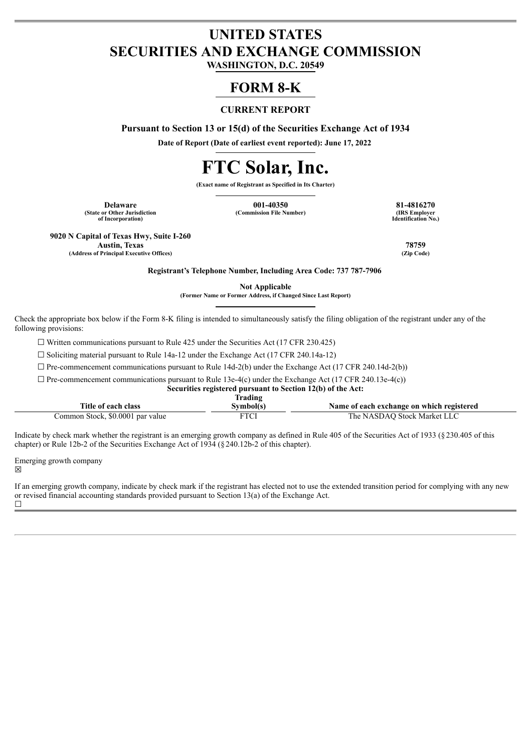# UNITED STATES
# SECURITIES AND EXCHANGE COMMISSION
**WASHINGTON, D.C. 20549**

# FORM 8-K

**CURRENT REPORT**

**Pursuant to Section 13 or 15(d) of the Securities Exchange Act of 1934**

**Date of Report (Date of earliest event reported): June 17, 2022**

# FTC Solar, Inc.

**(Exact name of Registrant as Specified in Its Charter)**

| Delaware | 001-40350 | 81-4816270 |
|---|---|---|
| (State or Other Jurisdiction of Incorporation) | (Commission File Number) | (IRS Employer Identification No.) |

**9020 N Capital of Texas Hwy, Suite I-260**
**Austin, Texas** — **78759**
**(Address of Principal Executive Offices)** — **(Zip Code)**

**Registrant's Telephone Number, Including Area Code: 737 787-7906**

**Not Applicable**
**(Former Name or Former Address, if Changed Since Last Report)**

Check the appropriate box below if the Form 8-K filing is intended to simultaneously satisfy the filing obligation of the registrant under any of the following provisions:

☐ Written communications pursuant to Rule 425 under the Securities Act (17 CFR 230.425)

☐ Soliciting material pursuant to Rule 14a-12 under the Exchange Act (17 CFR 240.14a-12)

☐ Pre-commencement communications pursuant to Rule 14d-2(b) under the Exchange Act (17 CFR 240.14d-2(b))

☐ Pre-commencement communications pursuant to Rule 13e-4(c) under the Exchange Act (17 CFR 240.13e-4(c))

**Securities registered pursuant to Section 12(b) of the Act:**

| Title of each class | Trading Symbol(s) | Name of each exchange on which registered |
|---|---|---|
| Common Stock, $0.0001 par value | FTCI | The NASDAQ Stock Market LLC |

Indicate by check mark whether the registrant is an emerging growth company as defined in Rule 405 of the Securities Act of 1933 (§230.405 of this chapter) or Rule 12b-2 of the Securities Exchange Act of 1934 (§240.12b-2 of this chapter).

Emerging growth company
☒

If an emerging growth company, indicate by check mark if the registrant has elected not to use the extended transition period for complying with any new or revised financial accounting standards provided pursuant to Section 13(a) of the Exchange Act.
☐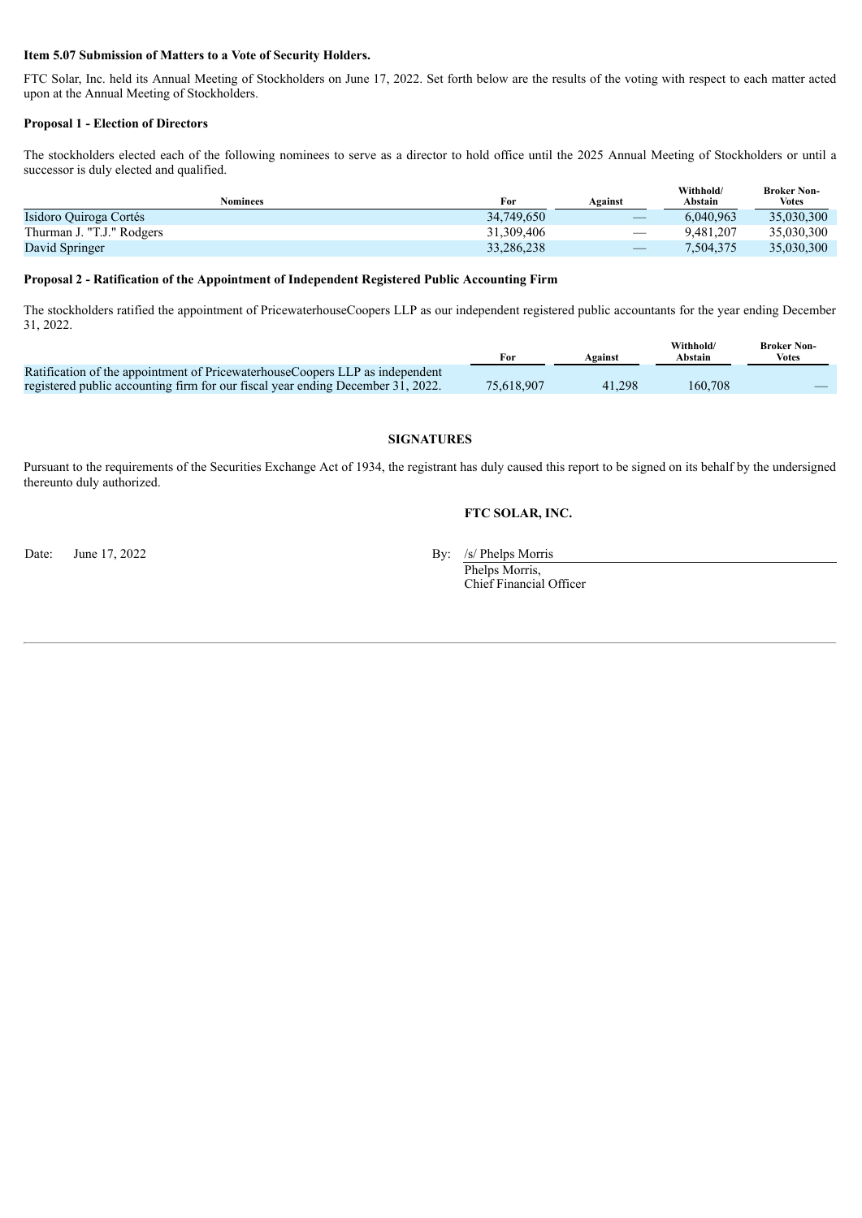**Item 5.07 Submission of Matters to a Vote of Security Holders.**

FTC Solar, Inc. held its Annual Meeting of Stockholders on June 17, 2022. Set forth below are the results of the voting with respect to each matter acted upon at the Annual Meeting of Stockholders.

**Proposal 1 - Election of Directors**

The stockholders elected each of the following nominees to serve as a director to hold office until the 2025 Annual Meeting of Stockholders or until a successor is duly elected and qualified.

| Nominees | For | Against | Withhold/ Abstain | Broker Non-Votes |
|---|---|---|---|---|
| Isidoro Quiroga Cortés | 34,749,650 | — | 6,040,963 | 35,030,300 |
| Thurman J. "T.J." Rodgers | 31,309,406 | — | 9,481,207 | 35,030,300 |
| David Springer | 33,286,238 | — | 7,504,375 | 35,030,300 |

**Proposal 2 - Ratification of the Appointment of Independent Registered Public Accounting Firm**

The stockholders ratified the appointment of PricewaterhouseCoopers LLP as our independent registered public accountants for the year ending December 31, 2022.

| | For | Against | Withhold/ Abstain | Broker Non-Votes |
|---|---|---|---|---|
| Ratification of the appointment of PricewaterhouseCoopers LLP as independent registered public accounting firm for our fiscal year ending December 31, 2022. | 75,618,907 | 41,298 | 160,708 | — |

**SIGNATURES**

Pursuant to the requirements of the Securities Exchange Act of 1934, the registrant has duly caused this report to be signed on its behalf by the undersigned thereunto duly authorized.

**FTC SOLAR, INC.**

Date: June 17, 2022

By: /s/ Phelps Morris
Phelps Morris,
Chief Financial Officer